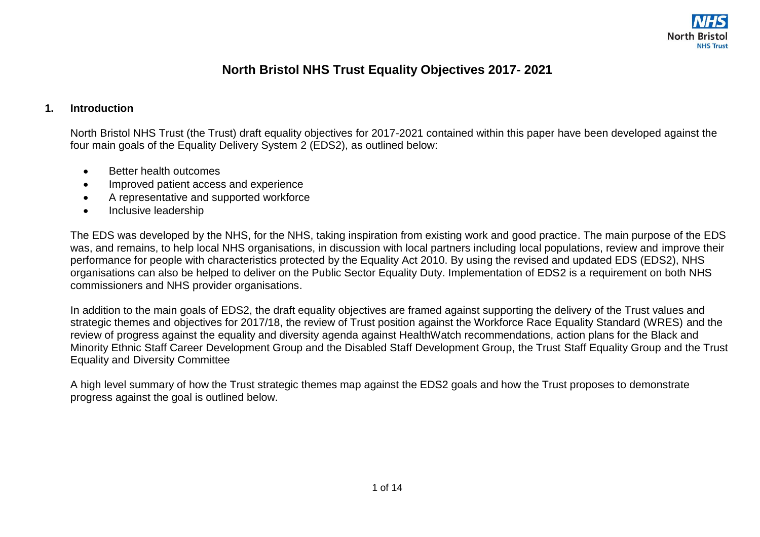# North Bristol NHS Trust Equality Objectives 2017- 2021

## 1. Introduction

North Bristol NHS Trust (the Trust) draft equality objectives for 2017-2021 contained within this paper have been developed against the four main goals of the Equality Delivery System 2 (EDS2), as outlined below:

- Better health outcomes
- Improved patient access and experience
- A representative and supported workforce
- Inclusive leadership

The EDS was developed by the NHS, for the NHS, taking inspiration from existing work and good practice. The main purpose of the EDS was, and remains, to help local NHS organisations, in discussion with local partners including local populations, review and improve their performance for people with characteristics protected by the Equality Act 2010. By using the revised and updated EDS (EDS2), NHS organisations can also be helped to deliver on the Public Sector Equality Duty. Implementation of EDS2 is a requirement on both NHS commissioners and NHS provider organisations.

In addition to the main goals of EDS2, the draft equality objectives are framed against supporting the delivery of the Trust values and strategic themes and objectives for 2017/18, the review of Trust position against the Workforce Race Equality Standard (WRES) and the review of progress against the equality and diversity agenda against HealthWatch recommendations, action plans for the Black and Minority Ethnic Staff Career Development Group and the Disabled Staff Development Group, the Trust Staff Equality Group and the Trust Equality and Diversity Committee

A high level summary of how the Trust strategic themes map against the EDS2 goals and how the Trust proposes to demonstrate progress against the goal is outlined below.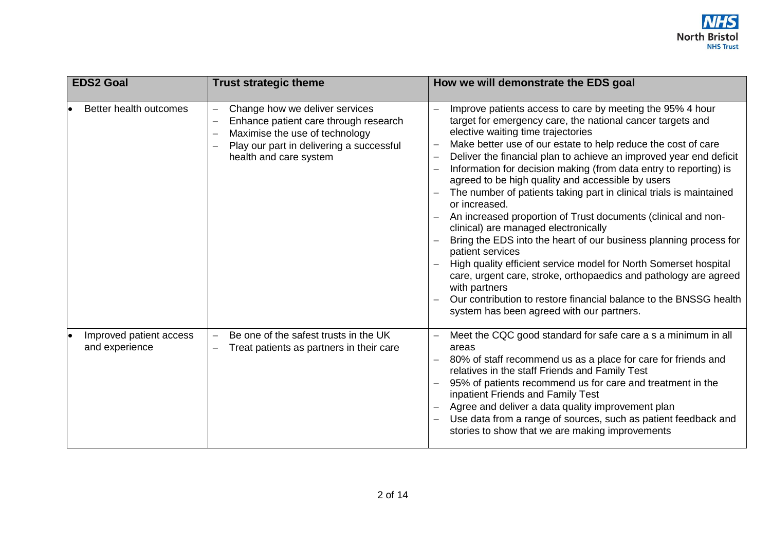| EDS2 Goal | Trust strategic theme | How we will demonstrate the EDS goal |
|---|---|---|
| • Better health outcomes | – Change how we deliver services<br>– Enhance patient care through research<br>– Maximise the use of technology<br>– Play our part in delivering a successful health and care system | – Improve patients access to care by meeting the 95% 4 hour target for emergency care, the national cancer targets and elective waiting time trajectories<br>– Make better use of our estate to help reduce the cost of care<br>– Deliver the financial plan to achieve an improved year end deficit<br>– Information for decision making (from data entry to reporting) is agreed to be high quality and accessible by users<br>– The number of patients taking part in clinical trials is maintained or increased.<br>– An increased proportion of Trust documents (clinical and non-clinical) are managed electronically<br>– Bring the EDS into the heart of our business planning process for patient services<br>– High quality efficient service model for North Somerset hospital care, urgent care, stroke, orthopaedics and pathology are agreed with partners<br>– Our contribution to restore financial balance to the BNSSG health system has been agreed with our partners. |
| • Improved patient access and experience | – Be one of the safest trusts in the UK<br>– Treat patients as partners in their care | – Meet the CQC good standard for safe care a s a minimum in all areas<br>– 80% of staff recommend us as a place for care for friends and relatives in the staff Friends and Family Test<br>– 95% of patients recommend us for care and treatment in the inpatient Friends and Family Test<br>– Agree and deliver a data quality improvement plan<br>– Use data from a range of sources, such as patient feedback and stories to show that we are making improvements |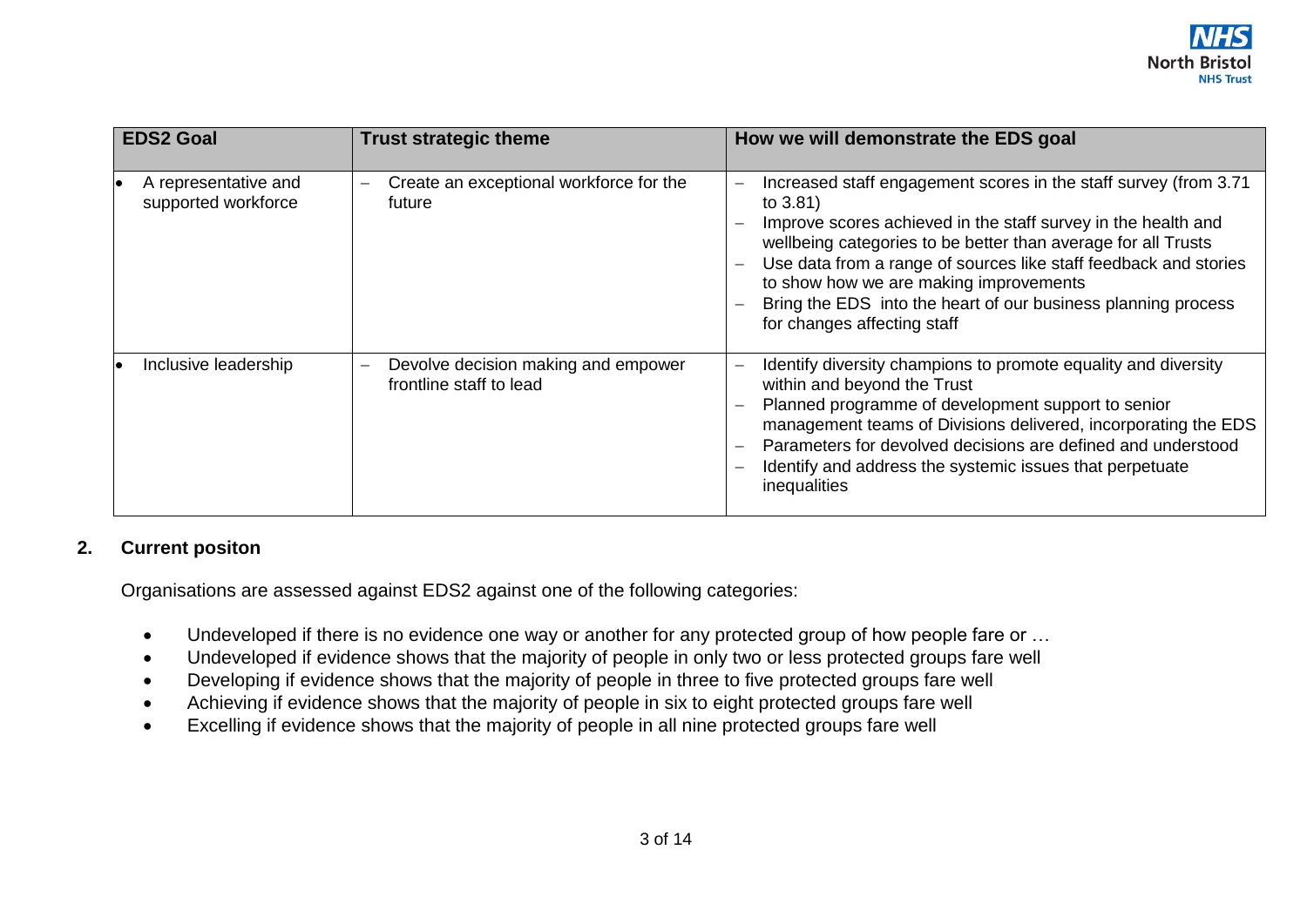| EDS2 Goal | Trust strategic theme | How we will demonstrate the EDS goal |
|---|---|---|
| • A representative and supported workforce | – Create an exceptional workforce for the future | – Increased staff engagement scores in the staff survey (from 3.71 to 3.81)<br>– Improve scores achieved in the staff survey in the health and wellbeing categories to be better than average for all Trusts<br>– Use data from a range of sources like staff feedback and stories to show how we are making improvements<br>– Bring the EDS into the heart of our business planning process for changes affecting staff |
| • Inclusive leadership | – Devolve decision making and empower frontline staff to lead | – Identify diversity champions to promote equality and diversity within and beyond the Trust<br>– Planned programme of development support to senior management teams of Divisions delivered, incorporating the EDS<br>– Parameters for devolved decisions are defined and understood<br>– Identify and address the systemic issues that perpetuate inequalities |

## 2. Current positon

Organisations are assessed against EDS2 against one of the following categories:

- Undeveloped if there is no evidence one way or another for any protected group of how people fare or …
- Undeveloped if evidence shows that the majority of people in only two or less protected groups fare well
- Developing if evidence shows that the majority of people in three to five protected groups fare well
- Achieving if evidence shows that the majority of people in six to eight protected groups fare well
- Excelling if evidence shows that the majority of people in all nine protected groups fare well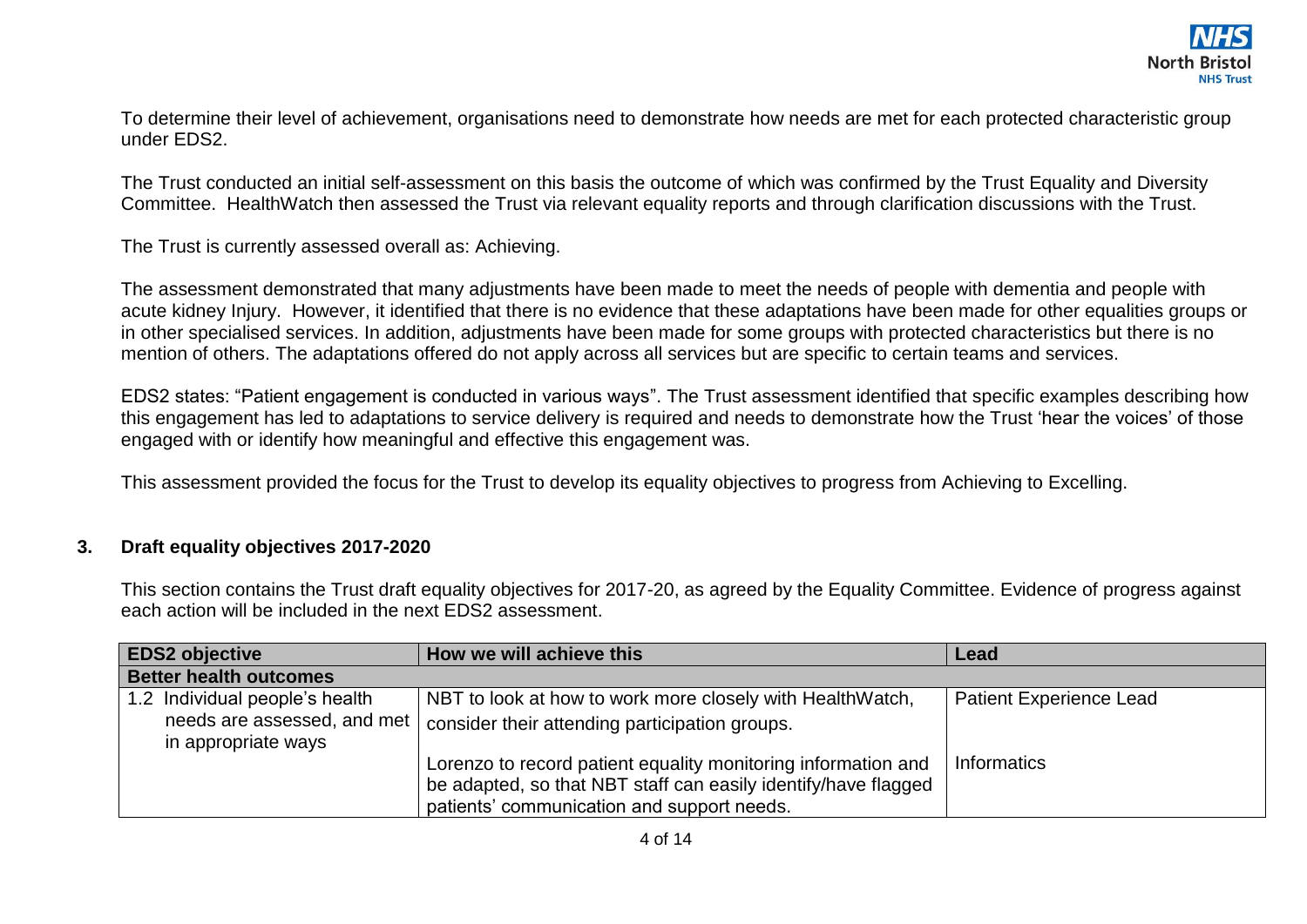To determine their level of achievement, organisations need to demonstrate how needs are met for each protected characteristic group under EDS2.

The Trust conducted an initial self-assessment on this basis the outcome of which was confirmed by the Trust Equality and Diversity Committee. HealthWatch then assessed the Trust via relevant equality reports and through clarification discussions with the Trust.

The Trust is currently assessed overall as: Achieving.

The assessment demonstrated that many adjustments have been made to meet the needs of people with dementia and people with acute kidney Injury. However, it identified that there is no evidence that these adaptations have been made for other equalities groups or in other specialised services. In addition, adjustments have been made for some groups with protected characteristics but there is no mention of others. The adaptations offered do not apply across all services but are specific to certain teams and services.

EDS2 states: "Patient engagement is conducted in various ways". The Trust assessment identified that specific examples describing how this engagement has led to adaptations to service delivery is required and needs to demonstrate how the Trust 'hear the voices' of those engaged with or identify how meaningful and effective this engagement was.

This assessment provided the focus for the Trust to develop its equality objectives to progress from Achieving to Excelling.

## 3. Draft equality objectives 2017-2020

This section contains the Trust draft equality objectives for 2017-20, as agreed by the Equality Committee. Evidence of progress against each action will be included in the next EDS2 assessment.

| EDS2 objective | How we will achieve this | Lead |
|---|---|---|
| **Better health outcomes** | | |
| 1.2 Individual people's health needs are assessed, and met in appropriate ways | NBT to look at how to work more closely with HealthWatch, consider their attending participation groups. | Patient Experience Lead |
| | Lorenzo to record patient equality monitoring information and be adapted, so that NBT staff can easily identify/have flagged patients' communication and support needs. | Informatics |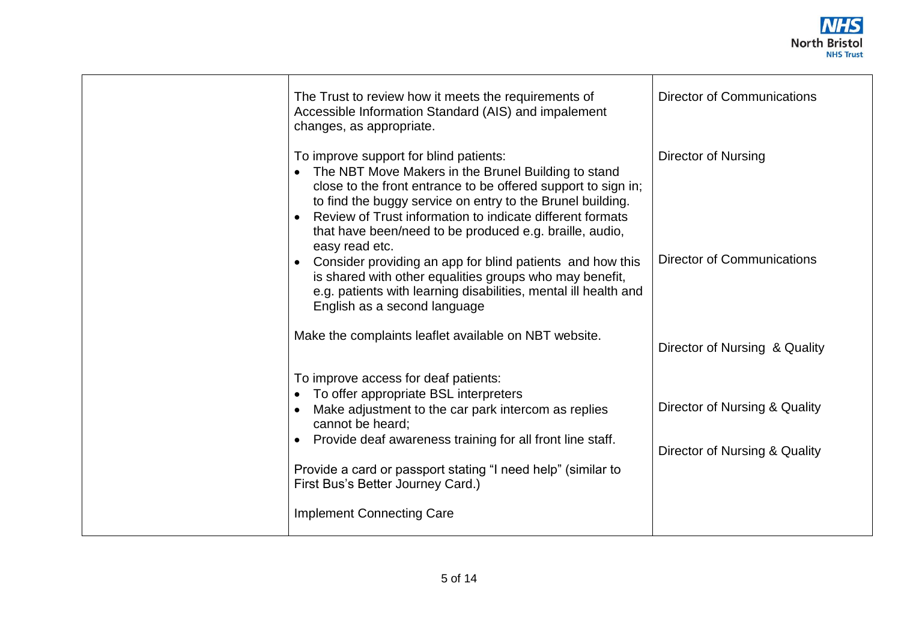| | | |
|---|---|---|
| | The Trust to review how it meets the requirements of Accessible Information Standard (AIS) and impalement changes, as appropriate. | Director of Communications |
| | To improve support for blind patients:<br>• The NBT Move Makers in the Brunel Building to stand close to the front entrance to be offered support to sign in; to find the buggy service on entry to the Brunel building.<br>• Review of Trust information to indicate different formats that have been/need to be produced e.g. braille, audio, easy read etc.<br>• Consider providing an app for blind patients and how this is shared with other equalities groups who may benefit, e.g. patients with learning disabilities, mental ill health and English as a second language | Director of Nursing<br><br><br><br>Director of Communications |
| | Make the complaints leaflet available on NBT website. | Director of Nursing & Quality |
| | To improve access for deaf patients:<br>• To offer appropriate BSL interpreters<br>• Make adjustment to the car park intercom as replies cannot be heard;<br>• Provide deaf awareness training for all front line staff. | Director of Nursing & Quality |
| | Provide a card or passport stating "I need help" (similar to First Bus's Better Journey Card.) | Director of Nursing & Quality |
| | Implement Connecting Care | |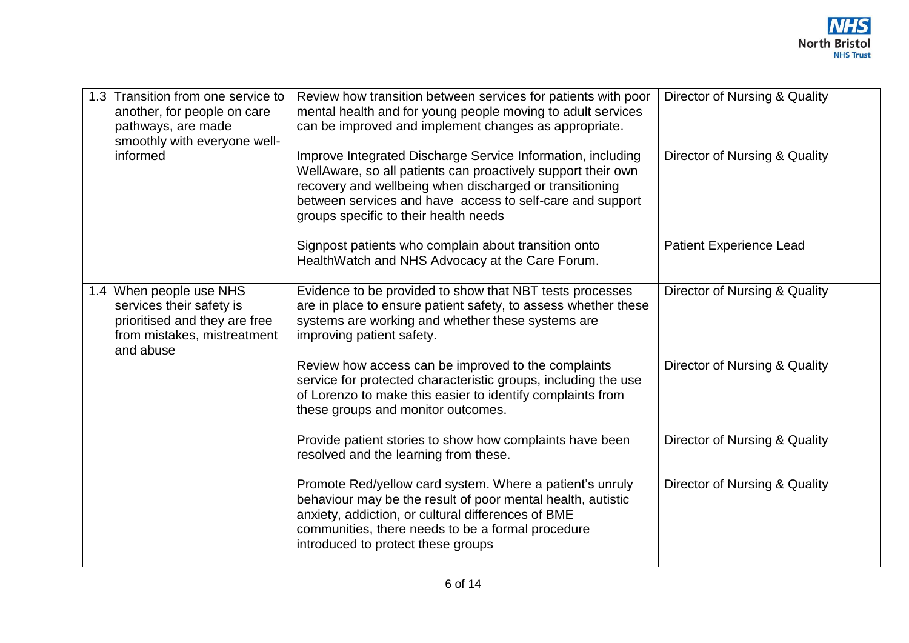| | | |
|---|---|---|
| 1.3 Transition from one service to another, for people on care pathways, are made smoothly with everyone well-informed | Review how transition between services for patients with poor mental health and for young people moving to adult services can be improved and implement changes as appropriate. | Director of Nursing & Quality |
| | Improve Integrated Discharge Service Information, including WellAware, so all patients can proactively support their own recovery and wellbeing when discharged or transitioning between services and have access to self-care and support groups specific to their health needs | Director of Nursing & Quality |
| | Signpost patients who complain about transition onto HealthWatch and NHS Advocacy at the Care Forum. | Patient Experience Lead |
| 1.4 When people use NHS services their safety is prioritised and they are free from mistakes, mistreatment and abuse | Evidence to be provided to show that NBT tests processes are in place to ensure patient safety, to assess whether these systems are working and whether these systems are improving patient safety. | Director of Nursing & Quality |
| | Review how access can be improved to the complaints service for protected characteristic groups, including the use of Lorenzo to make this easier to identify complaints from these groups and monitor outcomes. | Director of Nursing & Quality |
| | Provide patient stories to show how complaints have been resolved and the learning from these. | Director of Nursing & Quality |
| | Promote Red/yellow card system. Where a patient's unruly behaviour may be the result of poor mental health, autistic anxiety, addiction, or cultural differences of BME communities, there needs to be a formal procedure introduced to protect these groups | Director of Nursing & Quality |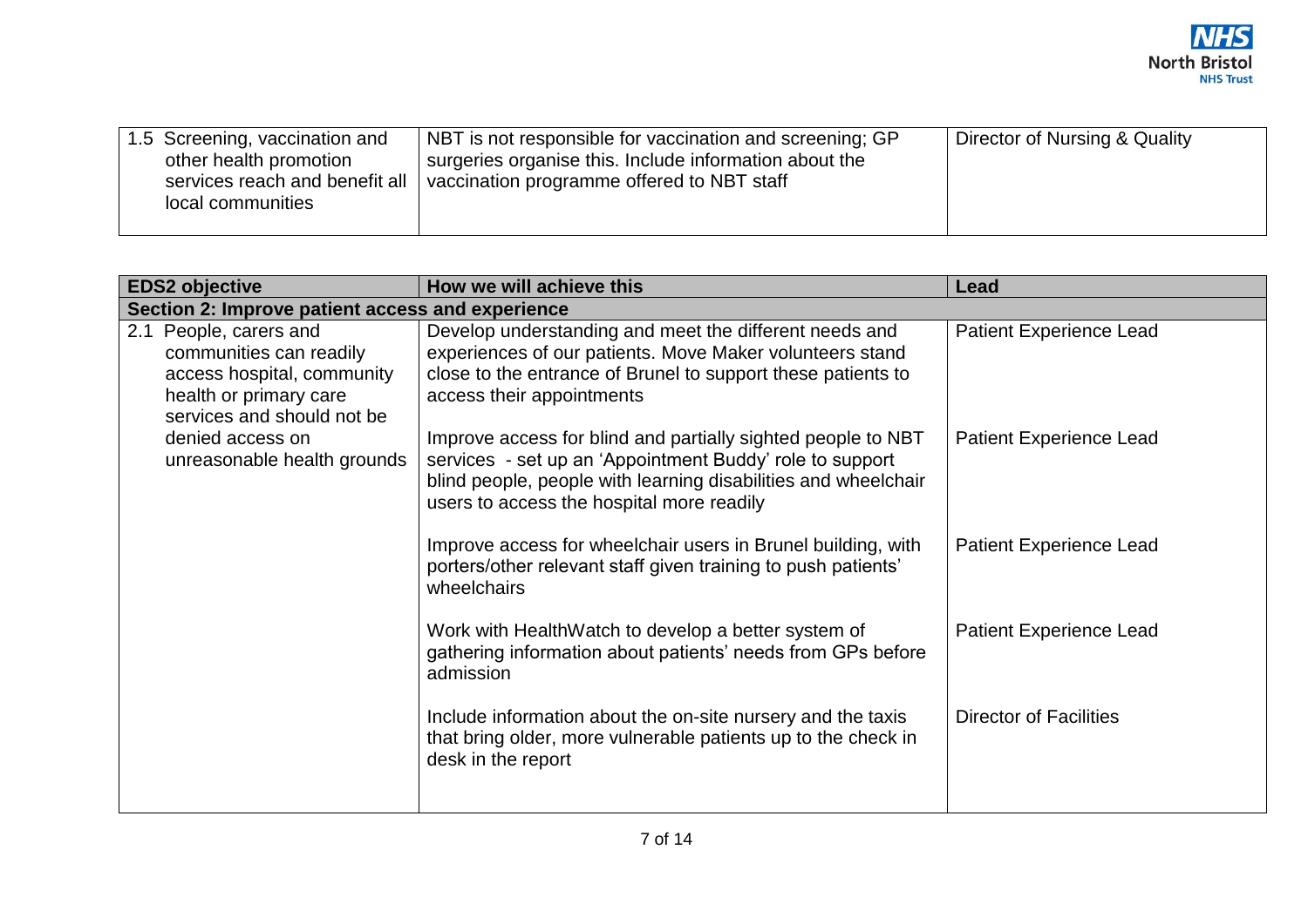| | | |
|---|---|---|
| 1.5 Screening, vaccination and other health promotion services reach and benefit all local communities | NBT is not responsible for vaccination and screening; GP surgeries organise this. Include information about the vaccination programme offered to NBT staff | Director of Nursing & Quality |

| EDS2 objective | How we will achieve this | Lead |
|---|---|---|
| **Section 2: Improve patient access and experience** | | |
| 2.1 People, carers and communities can readily access hospital, community health or primary care services and should not be denied access on unreasonable health grounds | Develop understanding and meet the different needs and experiences of our patients. Move Maker volunteers stand close to the entrance of Brunel to support these patients to access their appointments | Patient Experience Lead |
| | Improve access for blind and partially sighted people to NBT services - set up an 'Appointment Buddy' role to support blind people, people with learning disabilities and wheelchair users to access the hospital more readily | Patient Experience Lead |
| | Improve access for wheelchair users in Brunel building, with porters/other relevant staff given training to push patients' wheelchairs | Patient Experience Lead |
| | Work with HealthWatch to develop a better system of gathering information about patients' needs from GPs before admission | Patient Experience Lead |
| | Include information about the on-site nursery and the taxis that bring older, more vulnerable patients up to the check in desk in the report | Director of Facilities |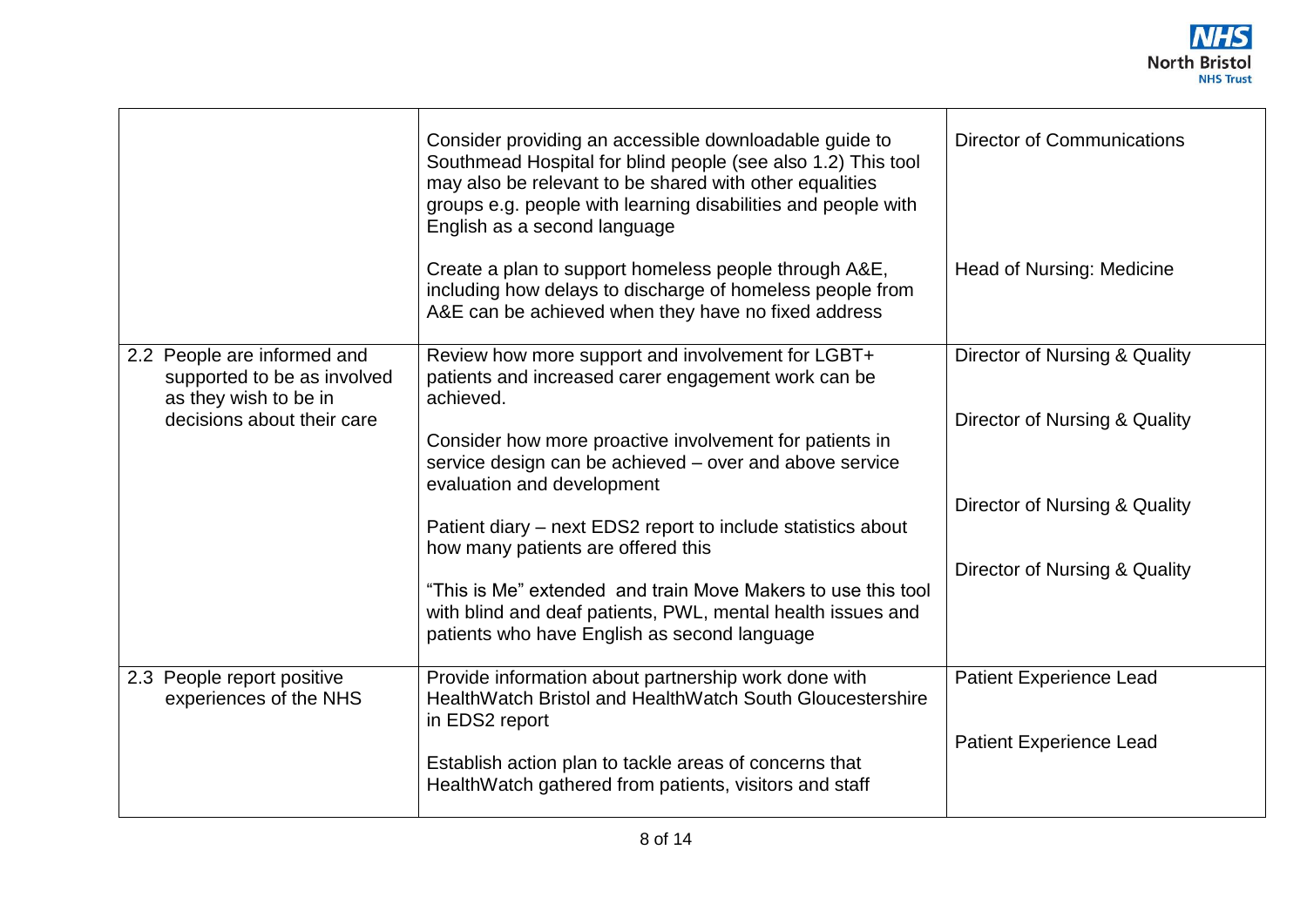| | | |
|---|---|---|
| | Consider providing an accessible downloadable guide to Southmead Hospital for blind people (see also 1.2) This tool may also be relevant to be shared with other equalities groups e.g. people with learning disabilities and people with English as a second language<br><br>Create a plan to support homeless people through A&E, including how delays to discharge of homeless people from A&E can be achieved when they have no fixed address | Director of Communications<br><br>Head of Nursing: Medicine |
| 2.2 People are informed and supported to be as involved as they wish to be in decisions about their care | Review how more support and involvement for LGBT+ patients and increased carer engagement work can be achieved.<br><br>Consider how more proactive involvement for patients in service design can be achieved – over and above service evaluation and development<br><br>Patient diary – next EDS2 report to include statistics about how many patients are offered this<br><br>"This is Me" extended and train Move Makers to use this tool with blind and deaf patients, PWL, mental health issues and patients who have English as second language | Director of Nursing & Quality<br><br>Director of Nursing & Quality<br><br>Director of Nursing & Quality<br><br>Director of Nursing & Quality |
| 2.3 People report positive experiences of the NHS | Provide information about partnership work done with HealthWatch Bristol and HealthWatch South Gloucestershire in EDS2 report<br><br>Establish action plan to tackle areas of concerns that HealthWatch gathered from patients, visitors and staff | Patient Experience Lead<br><br>Patient Experience Lead |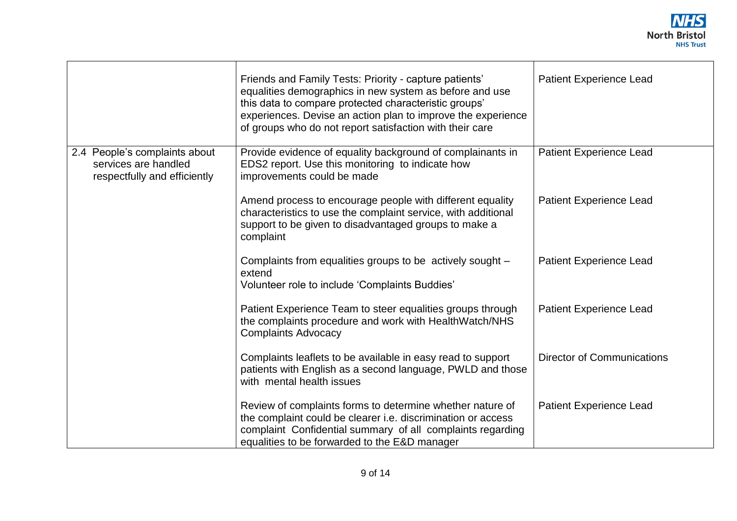| | | |
|---|---|---|
| | Friends and Family Tests: Priority - capture patients' equalities demographics in new system as before and use this data to compare protected characteristic groups' experiences. Devise an action plan to improve the experience of groups who do not report satisfaction with their care | Patient Experience Lead |
| 2.4 People's complaints about services are handled respectfully and efficiently | Provide evidence of equality background of complainants in EDS2 report. Use this monitoring to indicate how improvements could be made | Patient Experience Lead |
| | Amend process to encourage people with different equality characteristics to use the complaint service, with additional support to be given to disadvantaged groups to make a complaint | Patient Experience Lead |
| | Complaints from equalities groups to be actively sought – extend<br>Volunteer role to include 'Complaints Buddies' | Patient Experience Lead |
| | Patient Experience Team to steer equalities groups through the complaints procedure and work with HealthWatch/NHS Complaints Advocacy | Patient Experience Lead |
| | Complaints leaflets to be available in easy read to support patients with English as a second language, PWLD and those with mental health issues | Director of Communications |
| | Review of complaints forms to determine whether nature of the complaint could be clearer i.e. discrimination or access complaint Confidential summary of all complaints regarding equalities to be forwarded to the E&D manager | Patient Experience Lead |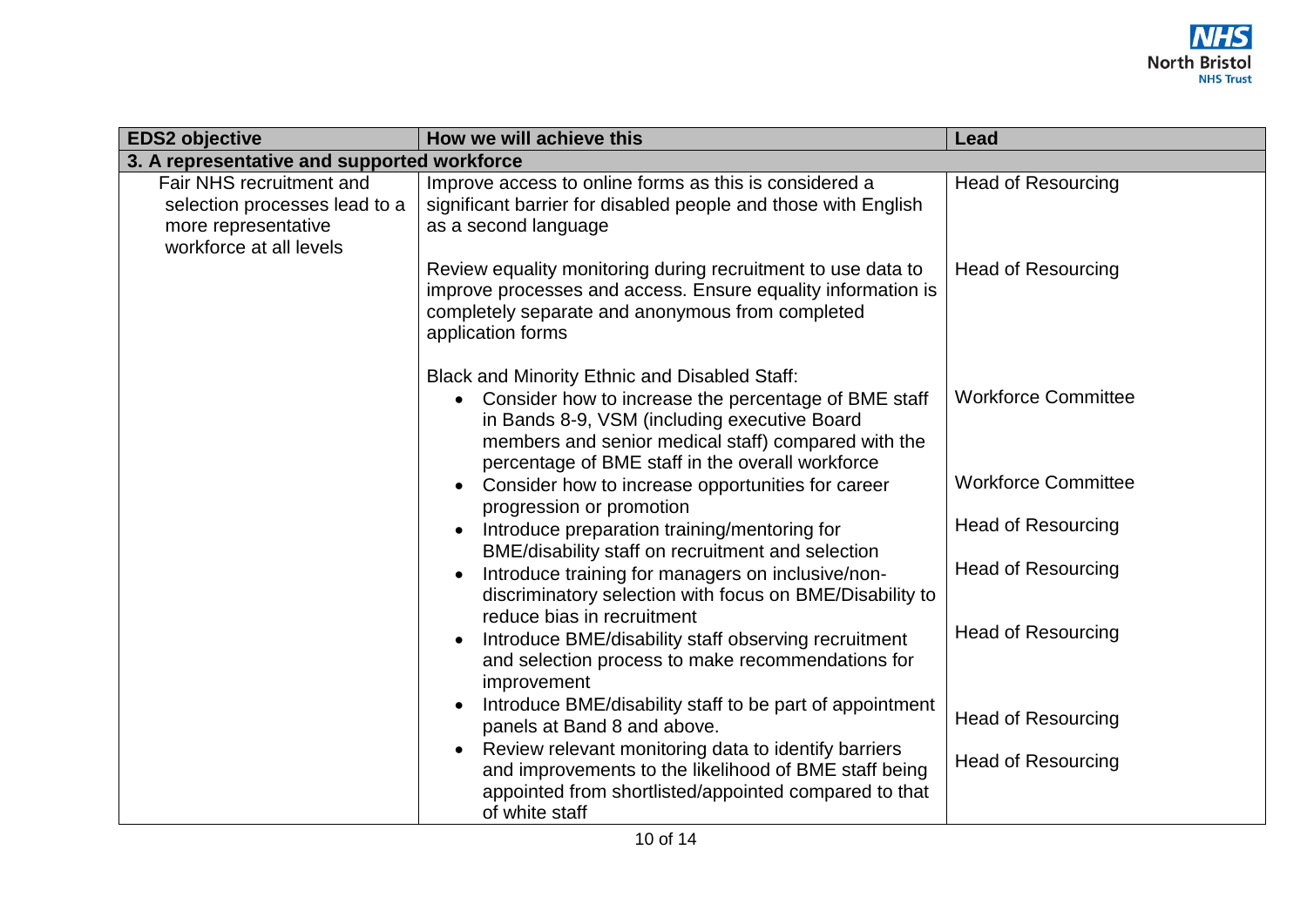| EDS2 objective | How we will achieve this | Lead |
|---|---|---|
| **3. A representative and supported workforce** | | |
| Fair NHS recruitment and selection processes lead to a more representative workforce at all levels | Improve access to online forms as this is considered a significant barrier for disabled people and those with English as a second language | Head of Resourcing |
| | Review equality monitoring during recruitment to use data to improve processes and access. Ensure equality information is completely separate and anonymous from completed application forms | Head of Resourcing |
| | Black and Minority Ethnic and Disabled Staff: | |
| | • Consider how to increase the percentage of BME staff in Bands 8-9, VSM (including executive Board members and senior medical staff) compared with the percentage of BME staff in the overall workforce | Workforce Committee |
| | • Consider how to increase opportunities for career progression or promotion | Workforce Committee |
| | • Introduce preparation training/mentoring for BME/disability staff on recruitment and selection | Head of Resourcing |
| | • Introduce training for managers on inclusive/non-discriminatory selection with focus on BME/Disability to reduce bias in recruitment | Head of Resourcing |
| | • Introduce BME/disability staff observing recruitment and selection process to make recommendations for improvement | Head of Resourcing |
| | • Introduce BME/disability staff to be part of appointment panels at Band 8 and above. | Head of Resourcing |
| | • Review relevant monitoring data to identify barriers and improvements to the likelihood of BME staff being appointed from shortlisted/appointed compared to that of white staff | Head of Resourcing |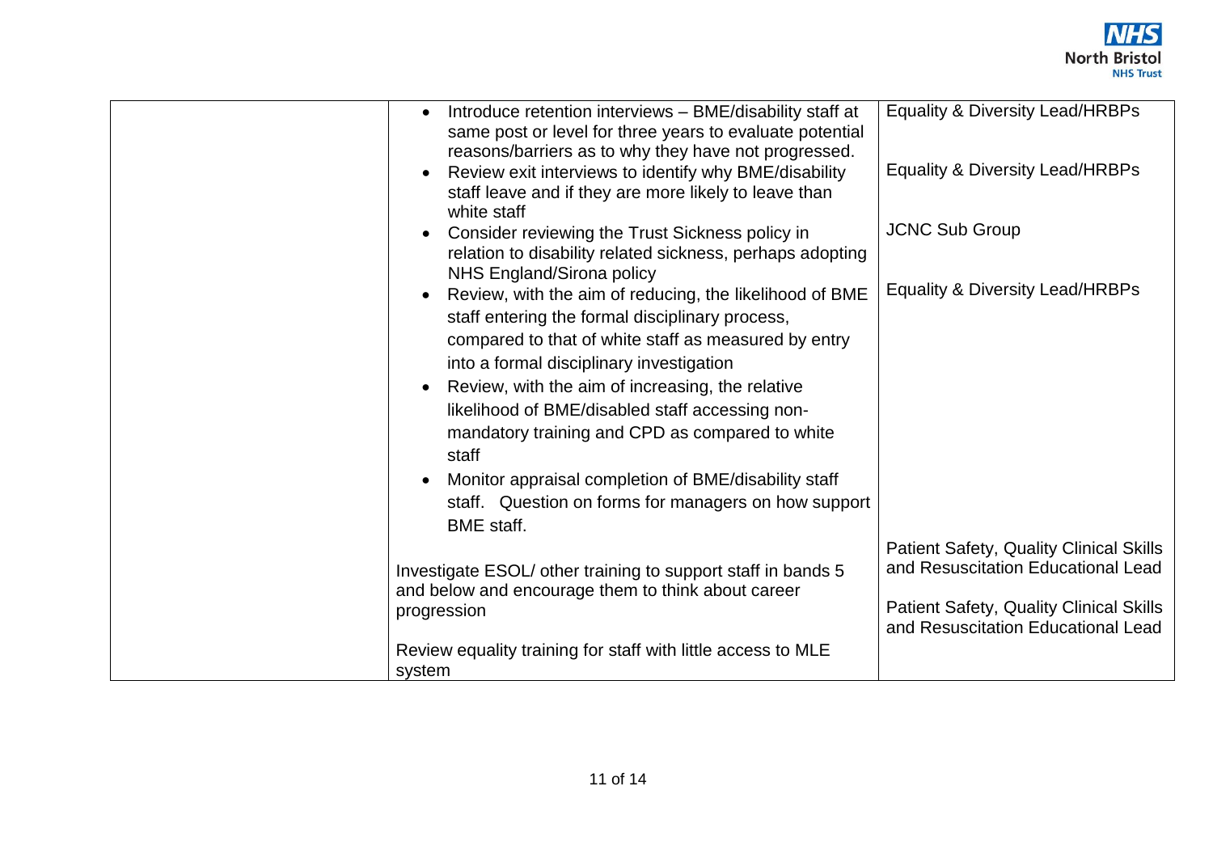| | | |
|---|---|---|
| | • Introduce retention interviews – BME/disability staff at same post or level for three years to evaluate potential reasons/barriers as to why they have not progressed.<br>• Review exit interviews to identify why BME/disability staff leave and if they are more likely to leave than white staff<br>• Consider reviewing the Trust Sickness policy in relation to disability related sickness, perhaps adopting NHS England/Sirona policy<br>• Review, with the aim of reducing, the likelihood of BME staff entering the formal disciplinary process, compared to that of white staff as measured by entry into a formal disciplinary investigation<br>• Review, with the aim of increasing, the relative likelihood of BME/disabled staff accessing non-mandatory training and CPD as compared to white staff<br>• Monitor appraisal completion of BME/disability staff staff. Question on forms for managers on how support BME staff.<br><br>Investigate ESOL/ other training to support staff in bands 5 and below and encourage them to think about career progression<br><br>Review equality training for staff with little access to MLE system | Equality & Diversity Lead/HRBPs<br><br>Equality & Diversity Lead/HRBPs<br><br>JCNC Sub Group<br><br>Equality & Diversity Lead/HRBPs<br><br>Patient Safety, Quality Clinical Skills and Resuscitation Educational Lead<br><br>Patient Safety, Quality Clinical Skills and Resuscitation Educational Lead |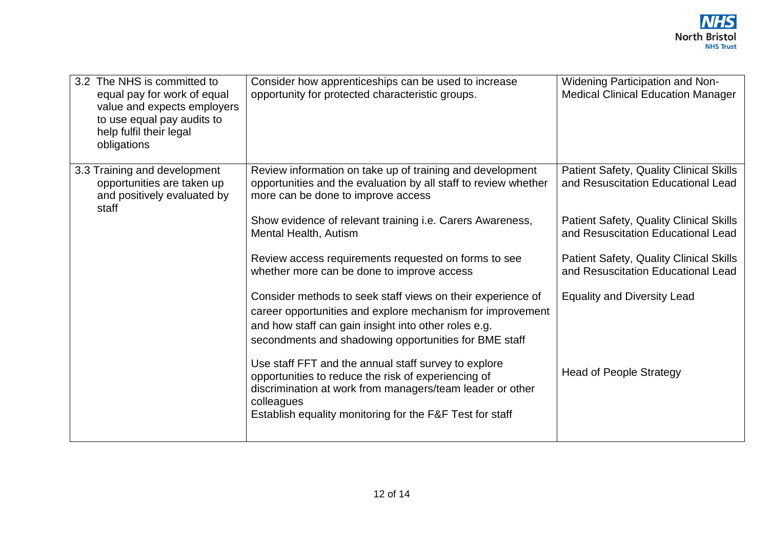| | | |
|---|---|---|
| 3.2 The NHS is committed to equal pay for work of equal value and expects employers to use equal pay audits to help fulfil their legal obligations | Consider how apprenticeships can be used to increase opportunity for protected characteristic groups. | Widening Participation and Non-Medical Clinical Education Manager |
| 3.3 Training and development opportunities are taken up and positively evaluated by staff | Review information on take up of training and development opportunities and the evaluation by all staff to review whether more can be done to improve access | Patient Safety, Quality Clinical Skills and Resuscitation Educational Lead |
| | Show evidence of relevant training i.e. Carers Awareness, Mental Health, Autism | Patient Safety, Quality Clinical Skills and Resuscitation Educational Lead |
| | Review access requirements requested on forms to see whether more can be done to improve access | Patient Safety, Quality Clinical Skills and Resuscitation Educational Lead |
| | Consider methods to seek staff views on their experience of career opportunities and explore mechanism for improvement and how staff can gain insight into other roles e.g. secondments and shadowing opportunities for BME staff | Equality and Diversity Lead |
| | Use staff FFT and the annual staff survey to explore opportunities to reduce the risk of experiencing of discrimination at work from managers/team leader or other colleagues<br>Establish equality monitoring for the F&F Test for staff | Head of People Strategy |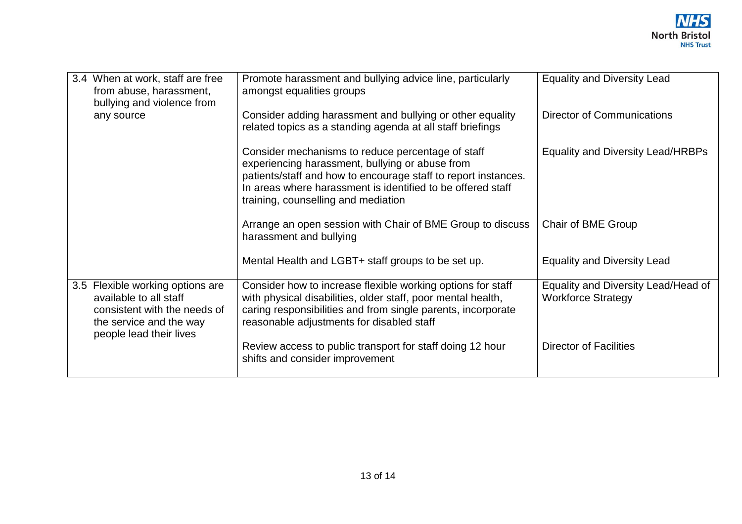| | | |
|---|---|---|
| 3.4 When at work, staff are free from abuse, harassment, bullying and violence from any source | Promote harassment and bullying advice line, particularly amongst equalities groups | Equality and Diversity Lead |
| | Consider adding harassment and bullying or other equality related topics as a standing agenda at all staff briefings | Director of Communications |
| | Consider mechanisms to reduce percentage of staff experiencing harassment, bullying or abuse from patients/staff and how to encourage staff to report instances. In areas where harassment is identified to be offered staff training, counselling and mediation | Equality and Diversity Lead/HRBPs |
| | Arrange an open session with Chair of BME Group to discuss harassment and bullying | Chair of BME Group |
| | Mental Health and LGBT+ staff groups to be set up. | Equality and Diversity Lead |
| 3.5 Flexible working options are available to all staff consistent with the needs of the service and the way people lead their lives | Consider how to increase flexible working options for staff with physical disabilities, older staff, poor mental health, caring responsibilities and from single parents, incorporate reasonable adjustments for disabled staff | Equality and Diversity Lead/Head of Workforce Strategy |
| | Review access to public transport for staff doing 12 hour shifts and consider improvement | Director of Facilities |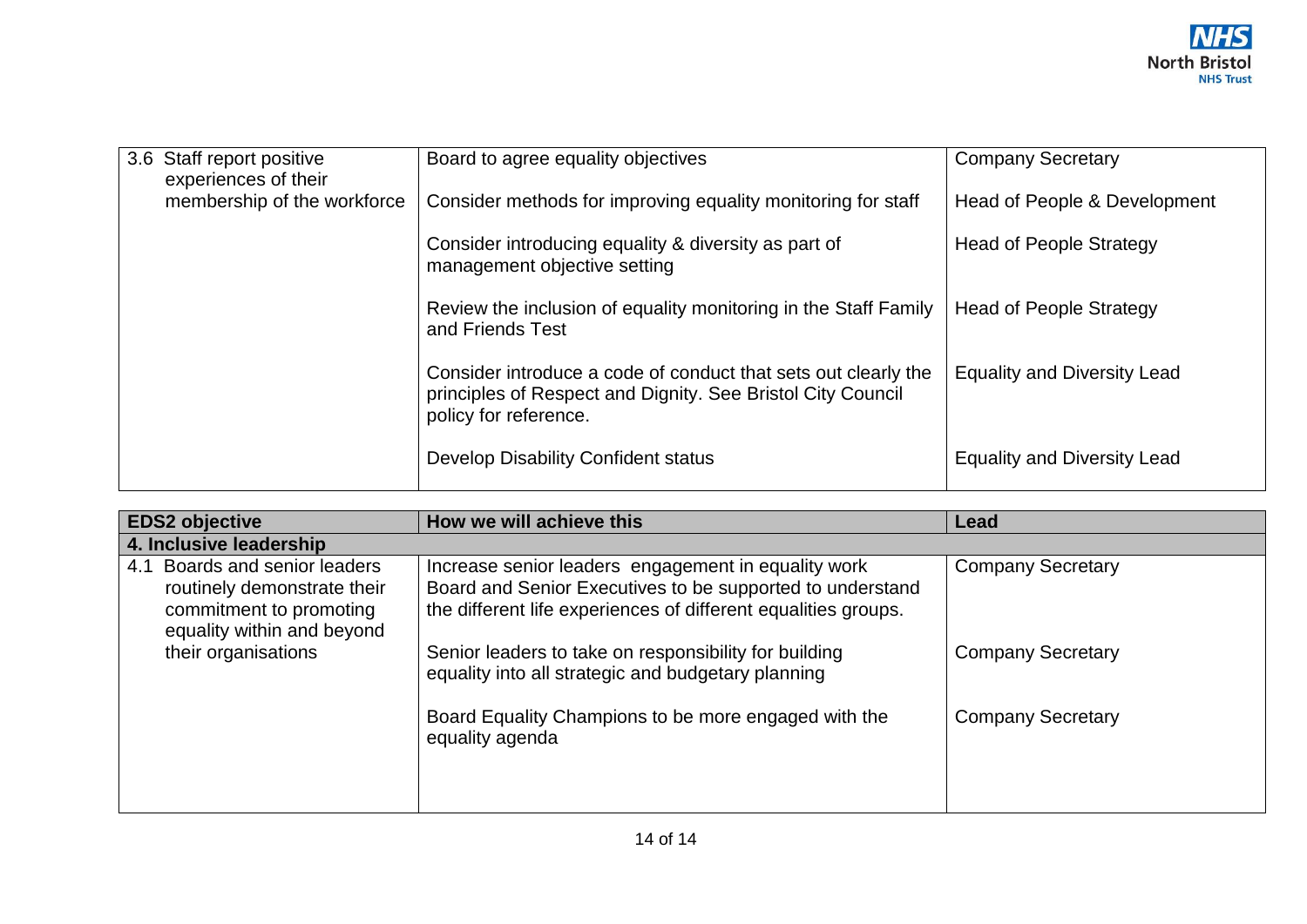| | | |
|---|---|---|
| 3.6 Staff report positive experiences of their membership of the workforce | Board to agree equality objectives | Company Secretary |
| | Consider methods for improving equality monitoring for staff | Head of People & Development |
| | Consider introducing equality & diversity as part of management objective setting | Head of People Strategy |
| | Review the inclusion of equality monitoring in the Staff Family and Friends Test | Head of People Strategy |
| | Consider introduce a code of conduct that sets out clearly the principles of Respect and Dignity. See Bristol City Council policy for reference. | Equality and Diversity Lead |
| | Develop Disability Confident status | Equality and Diversity Lead |

| EDS2 objective | How we will achieve this | Lead |
|---|---|---|
| **4. Inclusive leadership** | | |
| 4.1 Boards and senior leaders routinely demonstrate their commitment to promoting equality within and beyond their organisations | Increase senior leaders engagement in equality work Board and Senior Executives to be supported to understand the different life experiences of different equalities groups. | Company Secretary |
| | Senior leaders to take on responsibility for building equality into all strategic and budgetary planning | Company Secretary |
| | Board Equality Champions to be more engaged with the equality agenda | Company Secretary |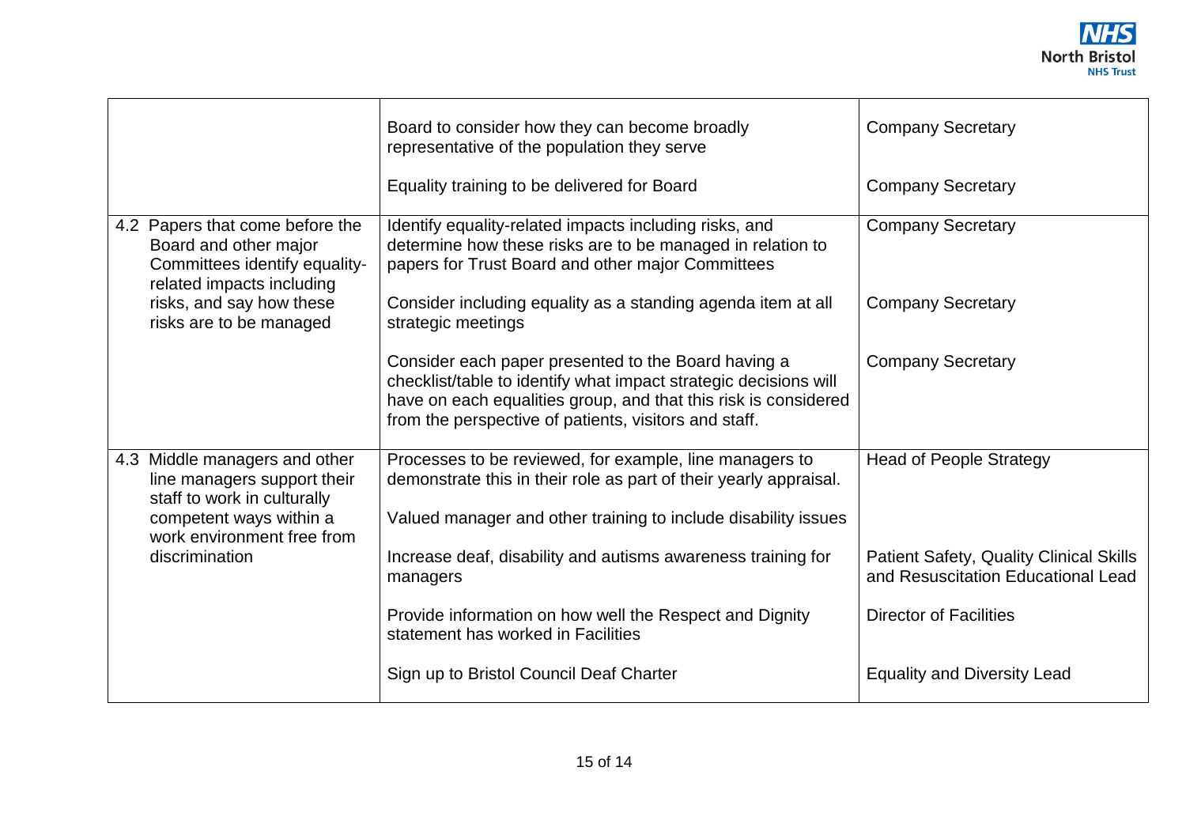| | | |
|---|---|---|
| | Board to consider how they can become broadly representative of the population they serve | Company Secretary |
| | Equality training to be delivered for Board | Company Secretary |
| 4.2 Papers that come before the Board and other major Committees identify equality-related impacts including risks, and say how these risks are to be managed | Identify equality-related impacts including risks, and determine how these risks are to be managed in relation to papers for Trust Board and other major Committees | Company Secretary |
| | Consider including equality as a standing agenda item at all strategic meetings | Company Secretary |
| | Consider each paper presented to the Board having a checklist/table to identify what impact strategic decisions will have on each equalities group, and that this risk is considered from the perspective of patients, visitors and staff. | Company Secretary |
| 4.3 Middle managers and other line managers support their staff to work in culturally competent ways within a work environment free from discrimination | Processes to be reviewed, for example, line managers to demonstrate this in their role as part of their yearly appraisal. | Head of People Strategy |
| | Valued manager and other training to include disability issues | |
| | Increase deaf, disability and autisms awareness training for managers | Patient Safety, Quality Clinical Skills and Resuscitation Educational Lead |
| | Provide information on how well the Respect and Dignity statement has worked in Facilities | Director of Facilities |
| | Sign up to Bristol Council Deaf Charter | Equality and Diversity Lead |